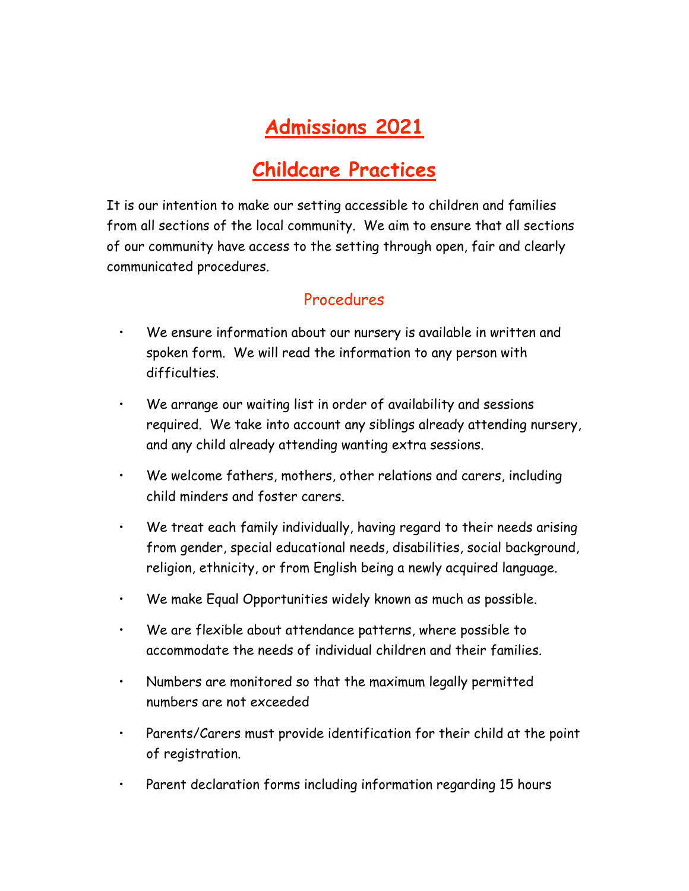# Admissions 2021

# Childcare Practices

It is our intention to make our setting accessible to children and families from all sections of the local community. We aim to ensure that all sections of our community have access to the setting through open, fair and clearly communicated procedures.

## Procedures

- We ensure information about our nursery is available in written and spoken form. We will read the information to any person with difficulties.
- We arrange our waiting list in order of availability and sessions required. We take into account any siblings already attending nursery, and any child already attending wanting extra sessions.
- We welcome fathers, mothers, other relations and carers, including child minders and foster carers.
- We treat each family individually, having regard to their needs arising from gender, special educational needs, disabilities, social background, religion, ethnicity, or from English being a newly acquired language.
- We make Equal Opportunities widely known as much as possible.
- We are flexible about attendance patterns, where possible to accommodate the needs of individual children and their families.
- Numbers are monitored so that the maximum legally permitted numbers are not exceeded
- Parents/Carers must provide identification for their child at the point of registration.
- Parent declaration forms including information regarding 15 hours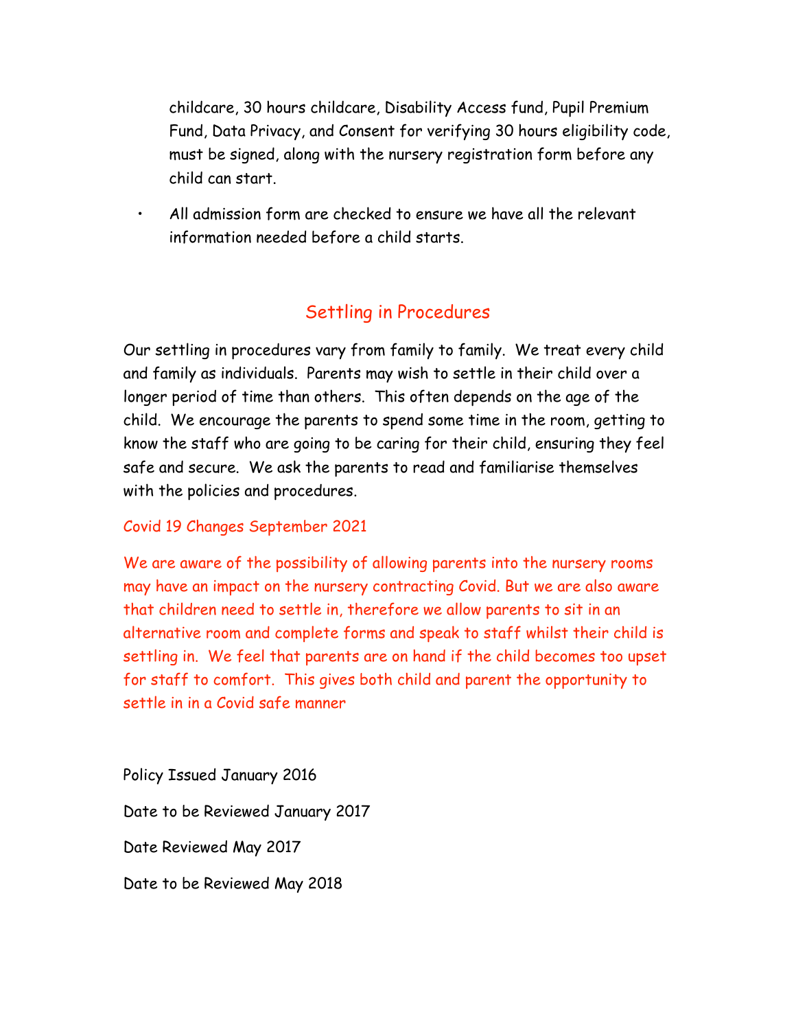childcare, 30 hours childcare, Disability Access fund, Pupil Premium Fund, Data Privacy, and Consent for verifying 30 hours eligibility code, must be signed, along with the nursery registration form before any child can start.

- All admission form are checked to ensure we have all the relevant information needed before a child starts.

## Settling in Procedures

Our settling in procedures vary from family to family. We treat every child and family as individuals. Parents may wish to settle in their child over a longer period of time than others. This often depends on the age of the child. We encourage the parents to spend some time in the room, getting to know the staff who are going to be caring for their child, ensuring they feel safe and secure. We ask the parents to read and familiarise themselves with the policies and procedures.

Covid 19 Changes September 2021

We are aware of the possibility of allowing parents into the nursery rooms may have an impact on the nursery contracting Covid. But we are also aware that children need to settle in, therefore we allow parents to sit in an alternative room and complete forms and speak to staff whilst their child is settling in. We feel that parents are on hand if the child becomes too upset for staff to comfort. This gives both child and parent the opportunity to settle in in a Covid safe manner

Policy Issued January 2016

Date to be Reviewed January 2017

Date Reviewed May 2017

Date to be Reviewed May 2018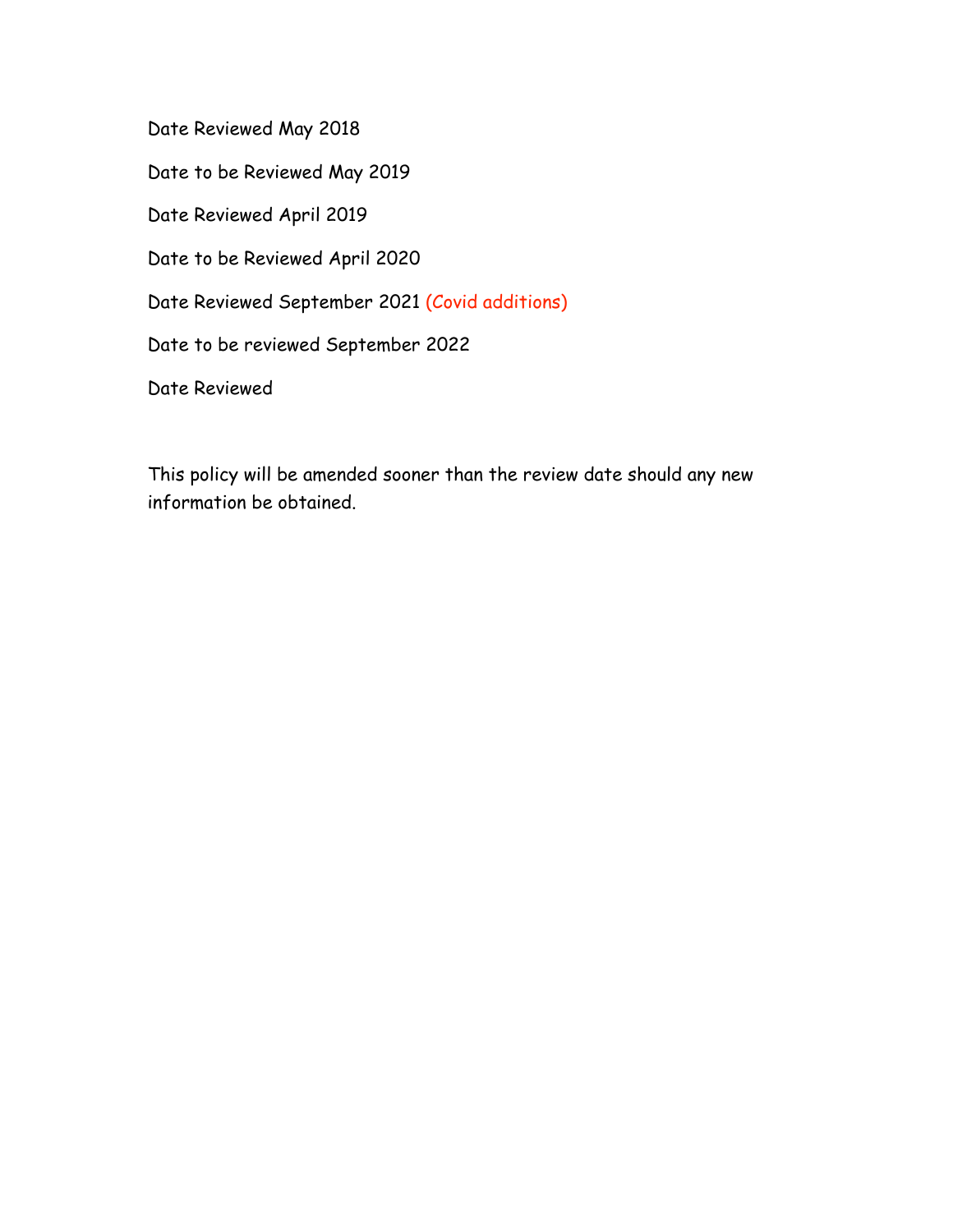Date Reviewed May 2018

Date to be Reviewed May 2019

Date Reviewed April 2019

Date to be Reviewed April 2020

Date Reviewed September 2021 (Covid additions)

Date to be reviewed September 2022

Date Reviewed

This policy will be amended sooner than the review date should any new information be obtained.